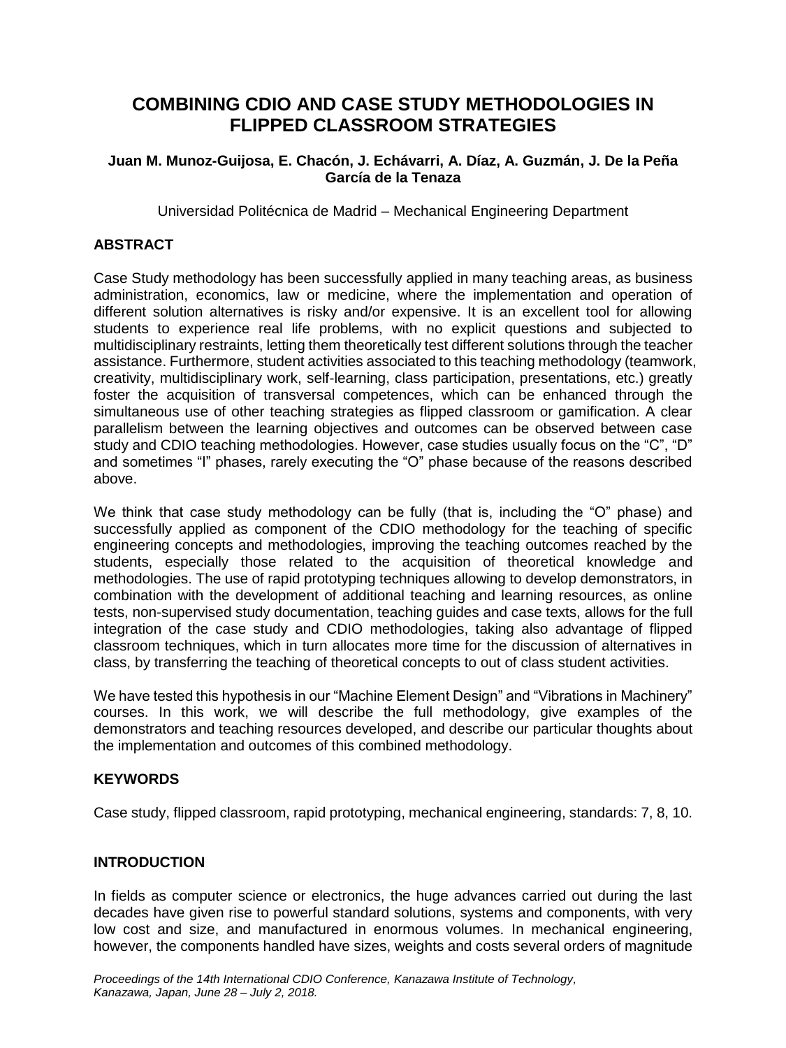# COMBINING CDIO AND CASE STUDY METHODOLOGIES IN FLIPPED CLASSROOM STRATEGIES

**Juan M. Munoz-Guijosa, E. Chacón, J. Echávarri, A. Díaz, A. Guzmán, J. De la Peña García de la Tenaza**

Universidad Politécnica de Madrid – Mechanical Engineering Department

## ABSTRACT

Case Study methodology has been successfully applied in many teaching areas, as business administration, economics, law or medicine, where the implementation and operation of different solution alternatives is risky and/or expensive. It is an excellent tool for allowing students to experience real life problems, with no explicit questions and subjected to multidisciplinary restraints, letting them theoretically test different solutions through the teacher assistance. Furthermore, student activities associated to this teaching methodology (teamwork, creativity, multidisciplinary work, self-learning, class participation, presentations, etc.) greatly foster the acquisition of transversal competences, which can be enhanced through the simultaneous use of other teaching strategies as flipped classroom or gamification. A clear parallelism between the learning objectives and outcomes can be observed between case study and CDIO teaching methodologies. However, case studies usually focus on the "C", "D" and sometimes "I" phases, rarely executing the "O" phase because of the reasons described above.

We think that case study methodology can be fully (that is, including the "O" phase) and successfully applied as component of the CDIO methodology for the teaching of specific engineering concepts and methodologies, improving the teaching outcomes reached by the students, especially those related to the acquisition of theoretical knowledge and methodologies. The use of rapid prototyping techniques allowing to develop demonstrators, in combination with the development of additional teaching and learning resources, as online tests, non-supervised study documentation, teaching guides and case texts, allows for the full integration of the case study and CDIO methodologies, taking also advantage of flipped classroom techniques, which in turn allocates more time for the discussion of alternatives in class, by transferring the teaching of theoretical concepts to out of class student activities.

We have tested this hypothesis in our "Machine Element Design" and "Vibrations in Machinery" courses. In this work, we will describe the full methodology, give examples of the demonstrators and teaching resources developed, and describe our particular thoughts about the implementation and outcomes of this combined methodology.

## KEYWORDS

Case study, flipped classroom, rapid prototyping, mechanical engineering, standards: 7, 8, 10.

## INTRODUCTION

In fields as computer science or electronics, the huge advances carried out during the last decades have given rise to powerful standard solutions, systems and components, with very low cost and size, and manufactured in enormous volumes. In mechanical engineering, however, the components handled have sizes, weights and costs several orders of magnitude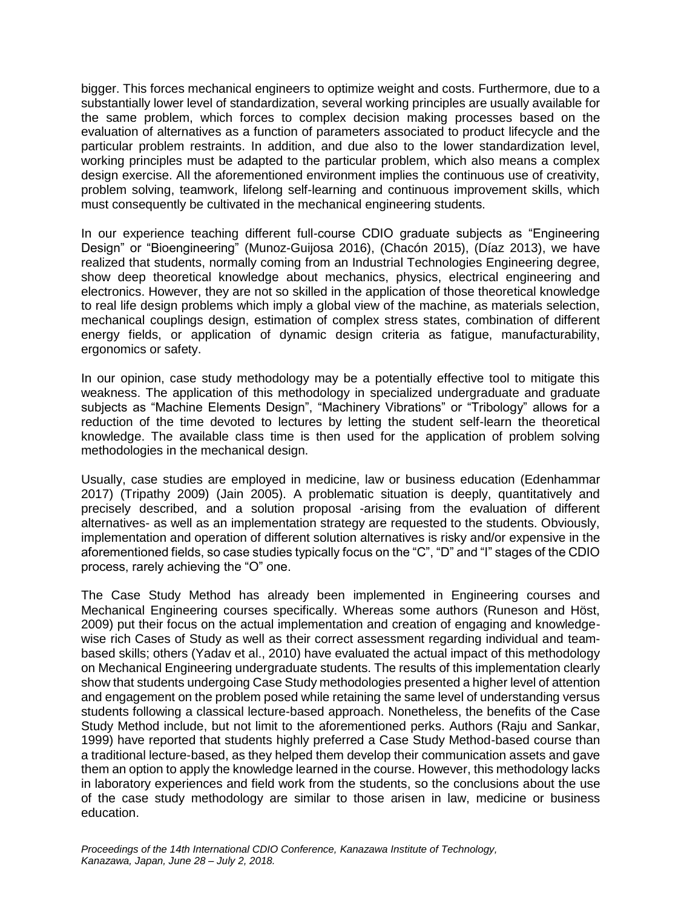bigger. This forces mechanical engineers to optimize weight and costs. Furthermore, due to a substantially lower level of standardization, several working principles are usually available for the same problem, which forces to complex decision making processes based on the evaluation of alternatives as a function of parameters associated to product lifecycle and the particular problem restraints. In addition, and due also to the lower standardization level, working principles must be adapted to the particular problem, which also means a complex design exercise. All the aforementioned environment implies the continuous use of creativity, problem solving, teamwork, lifelong self-learning and continuous improvement skills, which must consequently be cultivated in the mechanical engineering students.

In our experience teaching different full-course CDIO graduate subjects as "Engineering Design" or "Bioengineering" (Munoz-Guijosa 2016), (Chacón 2015), (Díaz 2013), we have realized that students, normally coming from an Industrial Technologies Engineering degree, show deep theoretical knowledge about mechanics, physics, electrical engineering and electronics. However, they are not so skilled in the application of those theoretical knowledge to real life design problems which imply a global view of the machine, as materials selection, mechanical couplings design, estimation of complex stress states, combination of different energy fields, or application of dynamic design criteria as fatigue, manufacturability, ergonomics or safety.

In our opinion, case study methodology may be a potentially effective tool to mitigate this weakness. The application of this methodology in specialized undergraduate and graduate subjects as "Machine Elements Design", "Machinery Vibrations" or "Tribology" allows for a reduction of the time devoted to lectures by letting the student self-learn the theoretical knowledge. The available class time is then used for the application of problem solving methodologies in the mechanical design.

Usually, case studies are employed in medicine, law or business education (Edenhammar 2017) (Tripathy 2009) (Jain 2005). A problematic situation is deeply, quantitatively and precisely described, and a solution proposal -arising from the evaluation of different alternatives- as well as an implementation strategy are requested to the students. Obviously, implementation and operation of different solution alternatives is risky and/or expensive in the aforementioned fields, so case studies typically focus on the "C", "D" and "I" stages of the CDIO process, rarely achieving the "O" one.

The Case Study Method has already been implemented in Engineering courses and Mechanical Engineering courses specifically. Whereas some authors (Runeson and Höst, 2009) put their focus on the actual implementation and creation of engaging and knowledge-wise rich Cases of Study as well as their correct assessment regarding individual and team-based skills; others (Yadav et al., 2010) have evaluated the actual impact of this methodology on Mechanical Engineering undergraduate students. The results of this implementation clearly show that students undergoing Case Study methodologies presented a higher level of attention and engagement on the problem posed while retaining the same level of understanding versus students following a classical lecture-based approach. Nonetheless, the benefits of the Case Study Method include, but not limit to the aforementioned perks. Authors (Raju and Sankar, 1999) have reported that students highly preferred a Case Study Method-based course than a traditional lecture-based, as they helped them develop their communication assets and gave them an option to apply the knowledge learned in the course. However, this methodology lacks in laboratory experiences and field work from the students, so the conclusions about the use of the case study methodology are similar to those arisen in law, medicine or business education.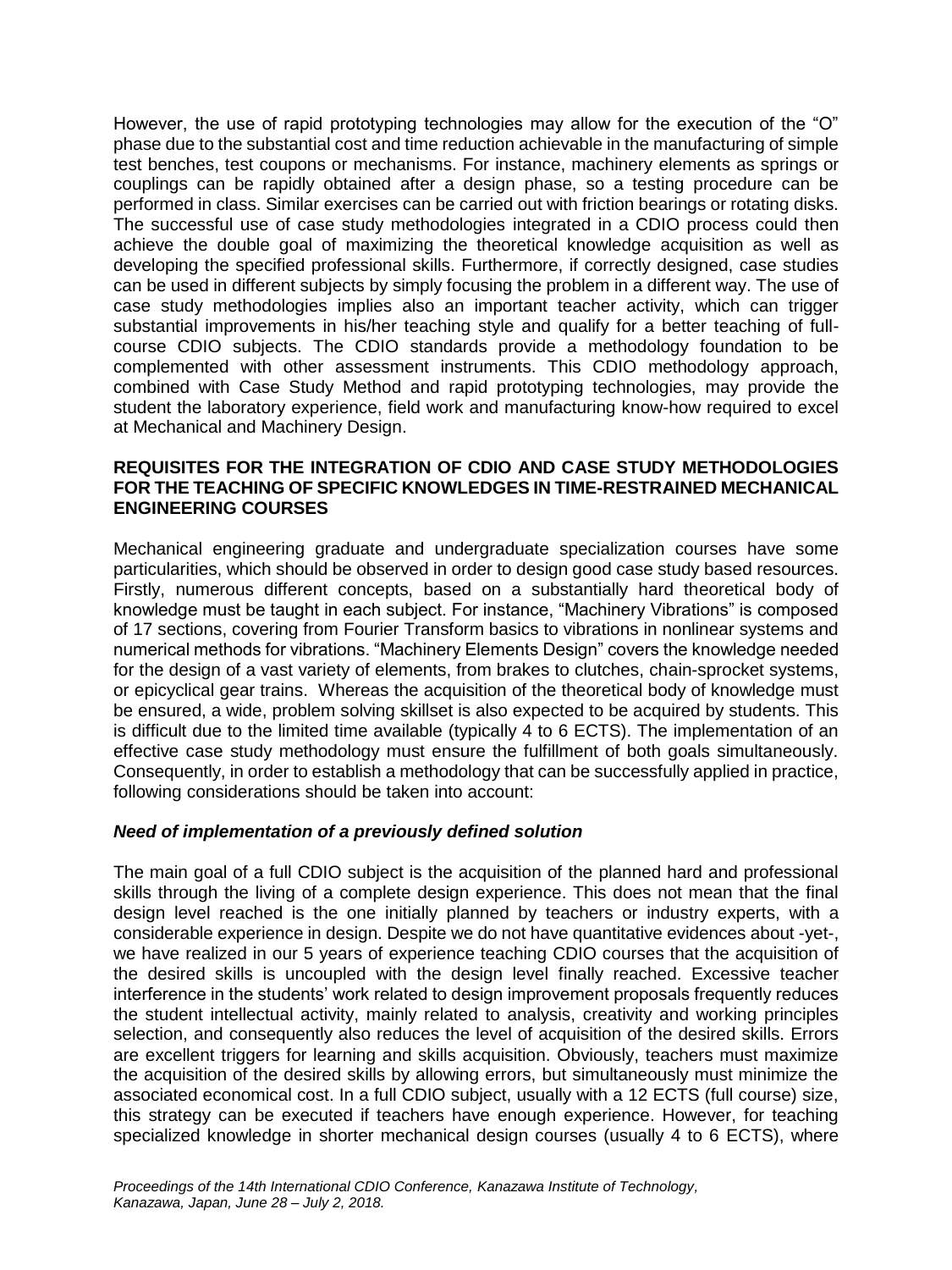However, the use of rapid prototyping technologies may allow for the execution of the "O" phase due to the substantial cost and time reduction achievable in the manufacturing of simple test benches, test coupons or mechanisms. For instance, machinery elements as springs or couplings can be rapidly obtained after a design phase, so a testing procedure can be performed in class. Similar exercises can be carried out with friction bearings or rotating disks. The successful use of case study methodologies integrated in a CDIO process could then achieve the double goal of maximizing the theoretical knowledge acquisition as well as developing the specified professional skills. Furthermore, if correctly designed, case studies can be used in different subjects by simply focusing the problem in a different way. The use of case study methodologies implies also an important teacher activity, which can trigger substantial improvements in his/her teaching style and qualify for a better teaching of full-course CDIO subjects. The CDIO standards provide a methodology foundation to be complemented with other assessment instruments. This CDIO methodology approach, combined with Case Study Method and rapid prototyping technologies, may provide the student the laboratory experience, field work and manufacturing know-how required to excel at Mechanical and Machinery Design.

## REQUISITES FOR THE INTEGRATION OF CDIO AND CASE STUDY METHODOLOGIES FOR THE TEACHING OF SPECIFIC KNOWLEDGES IN TIME-RESTRAINED MECHANICAL ENGINEERING COURSES

Mechanical engineering graduate and undergraduate specialization courses have some particularities, which should be observed in order to design good case study based resources. Firstly, numerous different concepts, based on a substantially hard theoretical body of knowledge must be taught in each subject. For instance, "Machinery Vibrations" is composed of 17 sections, covering from Fourier Transform basics to vibrations in nonlinear systems and numerical methods for vibrations. "Machinery Elements Design" covers the knowledge needed for the design of a vast variety of elements, from brakes to clutches, chain-sprocket systems, or epicyclical gear trains. Whereas the acquisition of the theoretical body of knowledge must be ensured, a wide, problem solving skillset is also expected to be acquired by students. This is difficult due to the limited time available (typically 4 to 6 ECTS). The implementation of an effective case study methodology must ensure the fulfillment of both goals simultaneously. Consequently, in order to establish a methodology that can be successfully applied in practice, following considerations should be taken into account:

### *Need of implementation of a previously defined solution*

The main goal of a full CDIO subject is the acquisition of the planned hard and professional skills through the living of a complete design experience. This does not mean that the final design level reached is the one initially planned by teachers or industry experts, with a considerable experience in design. Despite we do not have quantitative evidences about -yet-, we have realized in our 5 years of experience teaching CDIO courses that the acquisition of the desired skills is uncoupled with the design level finally reached. Excessive teacher interference in the students' work related to design improvement proposals frequently reduces the student intellectual activity, mainly related to analysis, creativity and working principles selection, and consequently also reduces the level of acquisition of the desired skills. Errors are excellent triggers for learning and skills acquisition. Obviously, teachers must maximize the acquisition of the desired skills by allowing errors, but simultaneously must minimize the associated economical cost. In a full CDIO subject, usually with a 12 ECTS (full course) size, this strategy can be executed if teachers have enough experience. However, for teaching specialized knowledge in shorter mechanical design courses (usually 4 to 6 ECTS), where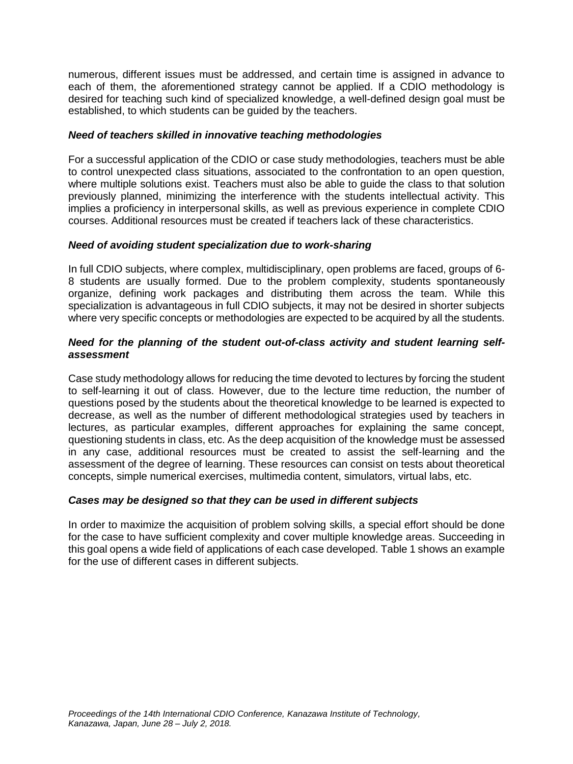numerous, different issues must be addressed, and certain time is assigned in advance to each of them, the aforementioned strategy cannot be applied. If a CDIO methodology is desired for teaching such kind of specialized knowledge, a well-defined design goal must be established, to which students can be guided by the teachers.

### *Need of teachers skilled in innovative teaching methodologies*

For a successful application of the CDIO or case study methodologies, teachers must be able to control unexpected class situations, associated to the confrontation to an open question, where multiple solutions exist. Teachers must also be able to guide the class to that solution previously planned, minimizing the interference with the students intellectual activity. This implies a proficiency in interpersonal skills, as well as previous experience in complete CDIO courses. Additional resources must be created if teachers lack of these characteristics.

### *Need of avoiding student specialization due to work-sharing*

In full CDIO subjects, where complex, multidisciplinary, open problems are faced, groups of 6-8 students are usually formed. Due to the problem complexity, students spontaneously organize, defining work packages and distributing them across the team. While this specialization is advantageous in full CDIO subjects, it may not be desired in shorter subjects where very specific concepts or methodologies are expected to be acquired by all the students.

### *Need for the planning of the student out-of-class activity and student learning self-assessment*

Case study methodology allows for reducing the time devoted to lectures by forcing the student to self-learning it out of class. However, due to the lecture time reduction, the number of questions posed by the students about the theoretical knowledge to be learned is expected to decrease, as well as the number of different methodological strategies used by teachers in lectures, as particular examples, different approaches for explaining the same concept, questioning students in class, etc. As the deep acquisition of the knowledge must be assessed in any case, additional resources must be created to assist the self-learning and the assessment of the degree of learning. These resources can consist on tests about theoretical concepts, simple numerical exercises, multimedia content, simulators, virtual labs, etc.

### *Cases may be designed so that they can be used in different subjects*

In order to maximize the acquisition of problem solving skills, a special effort should be done for the case to have sufficient complexity and cover multiple knowledge areas. Succeeding in this goal opens a wide field of applications of each case developed. Table 1 shows an example for the use of different cases in different subjects.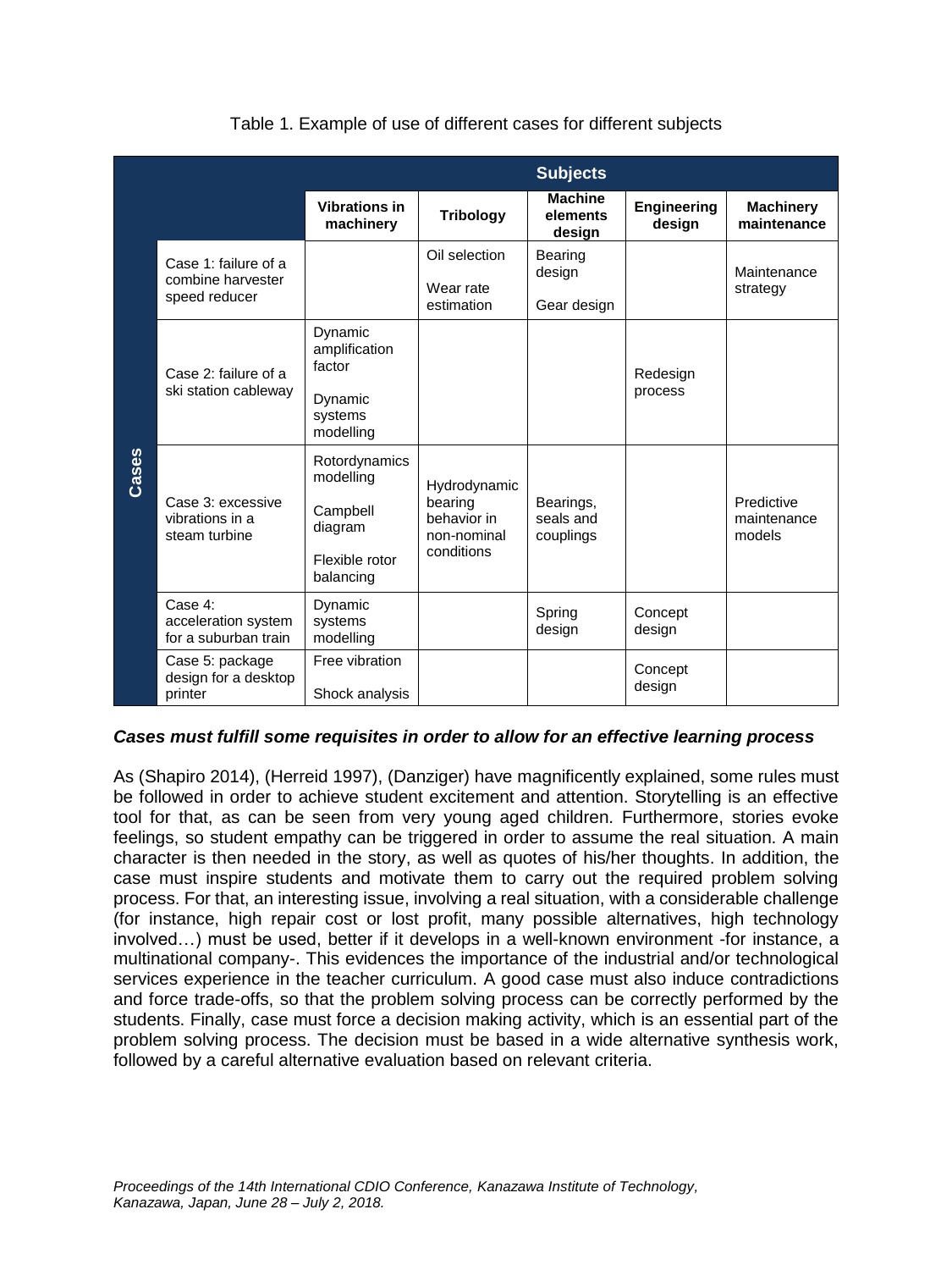Table 1. Example of use of different cases for different subjects

| | | Subjects | | | | |
|---|---|---|---|---|---|---|
| | | Vibrations in machinery | Tribology | Machine elements design | Engineering design | Machinery maintenance |
| Cases | Case 1: failure of a combine harvester speed reducer | | Oil selection<br>Wear rate estimation | Bearing design<br>Gear design | | Maintenance strategy |
| | Case 2: failure of a ski station cableway | Dynamic amplification factor<br>Dynamic systems modelling | | | Redesign process | |
| | Case 3: excessive vibrations in a steam turbine | Rotordynamics modelling<br>Campbell diagram<br>Flexible rotor balancing | Hydrodynamic bearing behavior in non-nominal conditions | Bearings, seals and couplings | | Predictive maintenance models |
| | Case 4: acceleration system for a suburban train | Dynamic systems modelling | | Spring design | Concept design | |
| | Case 5: package design for a desktop printer | Free vibration<br>Shock analysis | | | Concept design | |

***Cases must fulfill some requisites in order to allow for an effective learning process***

As (Shapiro 2014), (Herreid 1997), (Danziger) have magnificently explained, some rules must be followed in order to achieve student excitement and attention. Storytelling is an effective tool for that, as can be seen from very young aged children. Furthermore, stories evoke feelings, so student empathy can be triggered in order to assume the real situation. A main character is then needed in the story, as well as quotes of his/her thoughts. In addition, the case must inspire students and motivate them to carry out the required problem solving process. For that, an interesting issue, involving a real situation, with a considerable challenge (for instance, high repair cost or lost profit, many possible alternatives, high technology involved…) must be used, better if it develops in a well-known environment -for instance, a multinational company-. This evidences the importance of the industrial and/or technological services experience in the teacher curriculum. A good case must also induce contradictions and force trade-offs, so that the problem solving process can be correctly performed by the students. Finally, case must force a decision making activity, which is an essential part of the problem solving process. The decision must be based in a wide alternative synthesis work, followed by a careful alternative evaluation based on relevant criteria.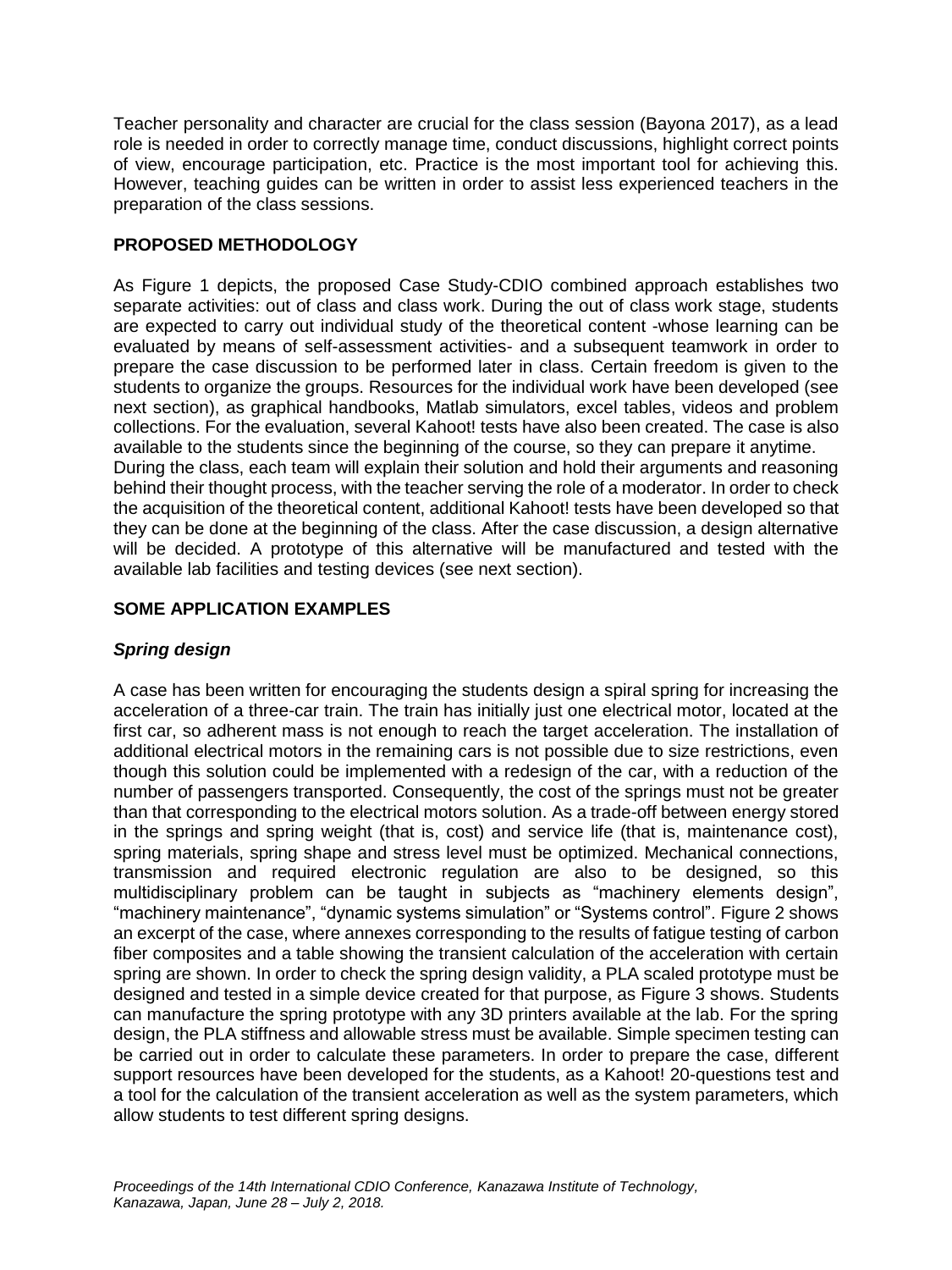Teacher personality and character are crucial for the class session (Bayona 2017), as a lead role is needed in order to correctly manage time, conduct discussions, highlight correct points of view, encourage participation, etc. Practice is the most important tool for achieving this. However, teaching guides can be written in order to assist less experienced teachers in the preparation of the class sessions.

## PROPOSED METHODOLOGY

As Figure 1 depicts, the proposed Case Study-CDIO combined approach establishes two separate activities: out of class and class work. During the out of class work stage, students are expected to carry out individual study of the theoretical content -whose learning can be evaluated by means of self-assessment activities- and a subsequent teamwork in order to prepare the case discussion to be performed later in class. Certain freedom is given to the students to organize the groups. Resources for the individual work have been developed (see next section), as graphical handbooks, Matlab simulators, excel tables, videos and problem collections. For the evaluation, several Kahoot! tests have also been created. The case is also available to the students since the beginning of the course, so they can prepare it anytime.
During the class, each team will explain their solution and hold their arguments and reasoning behind their thought process, with the teacher serving the role of a moderator. In order to check the acquisition of the theoretical content, additional Kahoot! tests have been developed so that they can be done at the beginning of the class. After the case discussion, a design alternative will be decided. A prototype of this alternative will be manufactured and tested with the available lab facilities and testing devices (see next section).

## SOME APPLICATION EXAMPLES

### *Spring design*

A case has been written for encouraging the students design a spiral spring for increasing the acceleration of a three-car train. The train has initially just one electrical motor, located at the first car, so adherent mass is not enough to reach the target acceleration. The installation of additional electrical motors in the remaining cars is not possible due to size restrictions, even though this solution could be implemented with a redesign of the car, with a reduction of the number of passengers transported. Consequently, the cost of the springs must not be greater than that corresponding to the electrical motors solution. As a trade-off between energy stored in the springs and spring weight (that is, cost) and service life (that is, maintenance cost), spring materials, spring shape and stress level must be optimized. Mechanical connections, transmission and required electronic regulation are also to be designed, so this multidisciplinary problem can be taught in subjects as “machinery elements design”, “machinery maintenance”, “dynamic systems simulation” or “Systems control”. Figure 2 shows an excerpt of the case, where annexes corresponding to the results of fatigue testing of carbon fiber composites and a table showing the transient calculation of the acceleration with certain spring are shown. In order to check the spring design validity, a PLA scaled prototype must be designed and tested in a simple device created for that purpose, as Figure 3 shows. Students can manufacture the spring prototype with any 3D printers available at the lab. For the spring design, the PLA stiffness and allowable stress must be available. Simple specimen testing can be carried out in order to calculate these parameters. In order to prepare the case, different support resources have been developed for the students, as a Kahoot! 20-questions test and a tool for the calculation of the transient acceleration as well as the system parameters, which allow students to test different spring designs.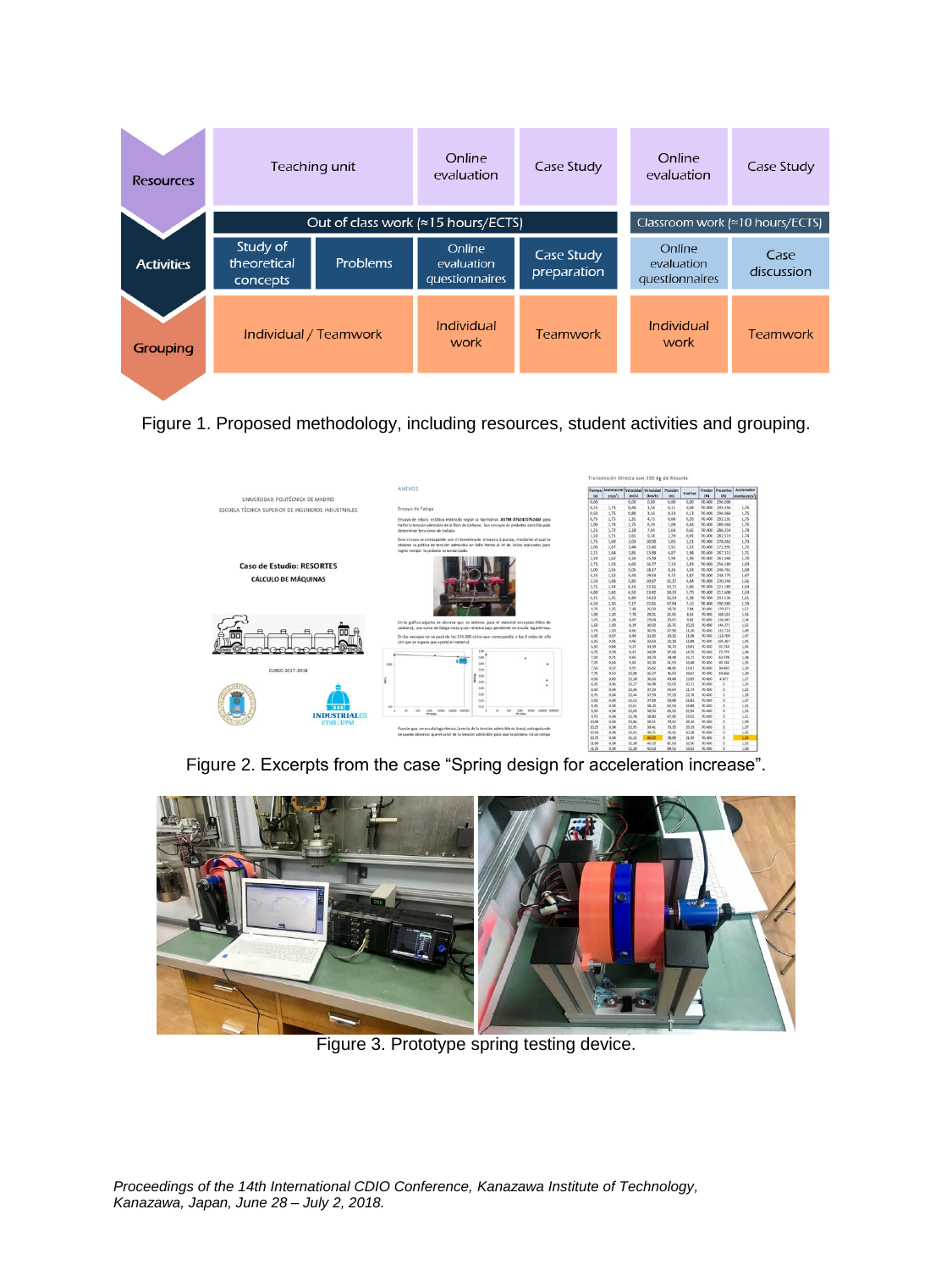| | | | | | | |
|---|---|---|---|---|---|---|
| **Resources** | Teaching unit | | Online evaluation | Case Study | Online evaluation | Case Study |
| | Out of class work (≈15 hours/ECTS) | | | | Classroom work (≈10 hours/ECTS) | |
| **Activities** | Study of theoretical concepts | Problems | Online evaluation questionnaires | Case Study preparation | Online evaluation questionnaires | Case discussion |
| **Grouping** | Individual / Teamwork | | Individual work | Teamwork | Individual work | Teamwork |

Figure 1. Proposed methodology, including resources, student activities and grouping.

Figure 2. Excerpts from the case “Spring design for acceleration increase”.

Figure 3. Prototype spring testing device.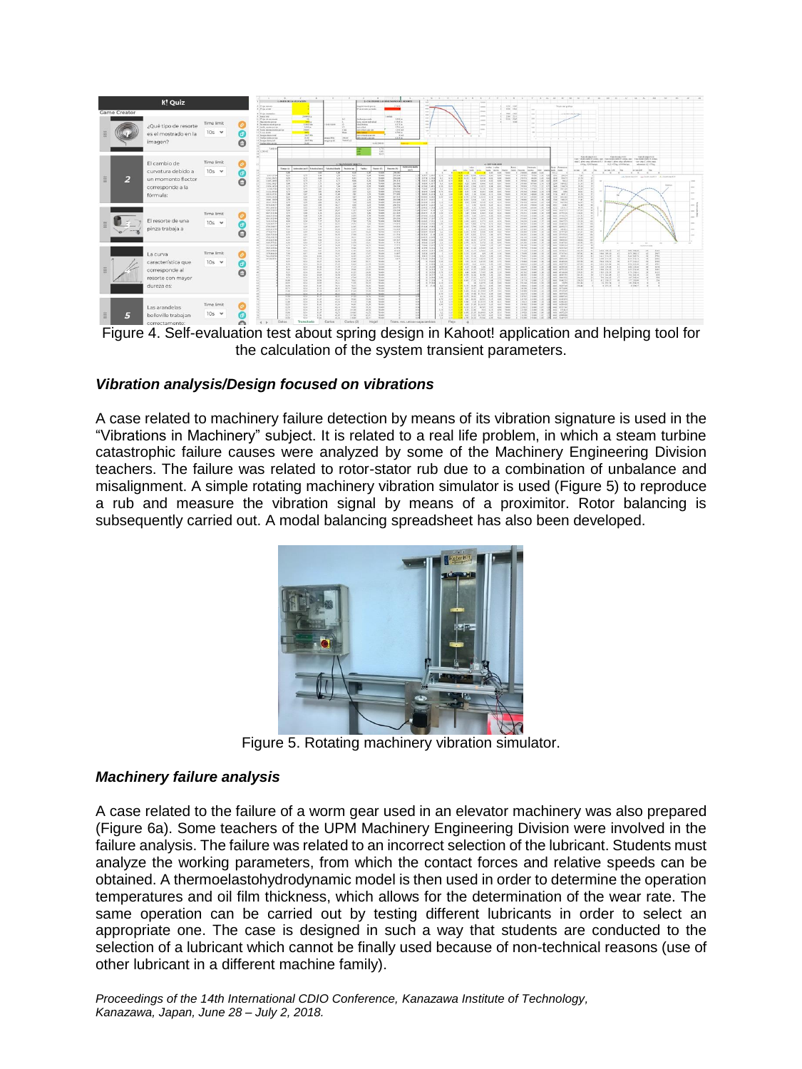Figure 4. Self-evaluation test about spring design in Kahoot! application and helping tool for the calculation of the system transient parameters.

### *Vibration analysis/Design focused on vibrations*

A case related to machinery failure detection by means of its vibration signature is used in the "Vibrations in Machinery" subject. It is related to a real life problem, in which a steam turbine catastrophic failure causes were analyzed by some of the Machinery Engineering Division teachers. The failure was related to rotor-stator rub due to a combination of unbalance and misalignment. A simple rotating machinery vibration simulator is used (Figure 5) to reproduce a rub and measure the vibration signal by means of a proximitor. Rotor balancing is subsequently carried out. A modal balancing spreadsheet has also been developed.

Figure 5. Rotating machinery vibration simulator.

### *Machinery failure analysis*

A case related to the failure of a worm gear used in an elevator machinery was also prepared (Figure 6a). Some teachers of the UPM Machinery Engineering Division were involved in the failure analysis. The failure was related to an incorrect selection of the lubricant. Students must analyze the working parameters, from which the contact forces and relative speeds can be obtained. A thermoelastohydrodynamic model is then used in order to determine the operation temperatures and oil film thickness, which allows for the determination of the wear rate. The same operation can be carried out by testing different lubricants in order to select an appropriate one. The case is designed in such a way that students are conducted to the selection of a lubricant which cannot be finally used because of non-technical reasons (use of other lubricant in a different machine family).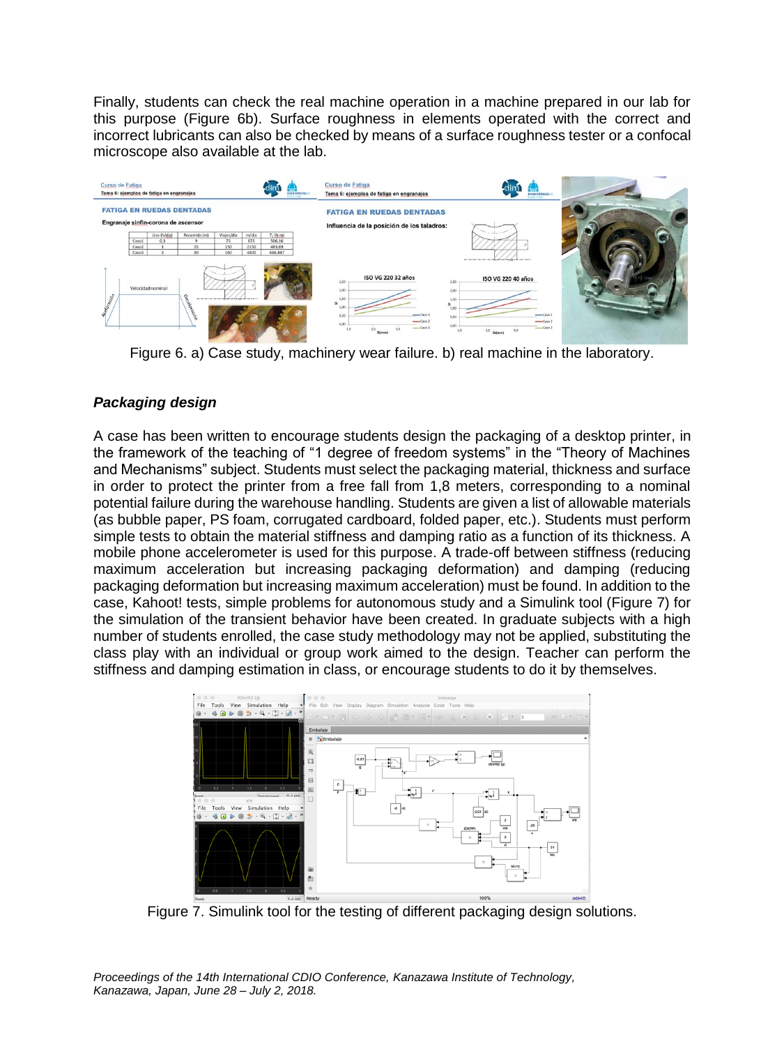Finally, students can check the real machine operation in a machine prepared in our lab for this purpose (Figure 6b). Surface roughness in elements operated with the correct and incorrect lubricants can also be checked by means of a surface roughness tester or a confocal microscope also available at the lab.

Figure 6. a) Case study, machinery wear failure. b) real machine in the laboratory.

### *Packaging design*

A case has been written to encourage students design the packaging of a desktop printer, in the framework of the teaching of "1 degree of freedom systems" in the "Theory of Machines and Mechanisms" subject. Students must select the packaging material, thickness and surface in order to protect the printer from a free fall from 1,8 meters, corresponding to a nominal potential failure during the warehouse handling. Students are given a list of allowable materials (as bubble paper, PS foam, corrugated cardboard, folded paper, etc.). Students must perform simple tests to obtain the material stiffness and damping ratio as a function of its thickness. A mobile phone accelerometer is used for this purpose. A trade-off between stiffness (reducing maximum acceleration but increasing packaging deformation) and damping (reducing packaging deformation but increasing maximum acceleration) must be found. In addition to the case, Kahoot! tests, simple problems for autonomous study and a Simulink tool (Figure 7) for the simulation of the transient behavior have been created. In graduate subjects with a high number of students enrolled, the case study methodology may not be applied, substituting the class play with an individual or group work aimed to the design. Teacher can perform the stiffness and damping estimation in class, or encourage students to do it by themselves.

Figure 7. Simulink tool for the testing of different packaging design solutions.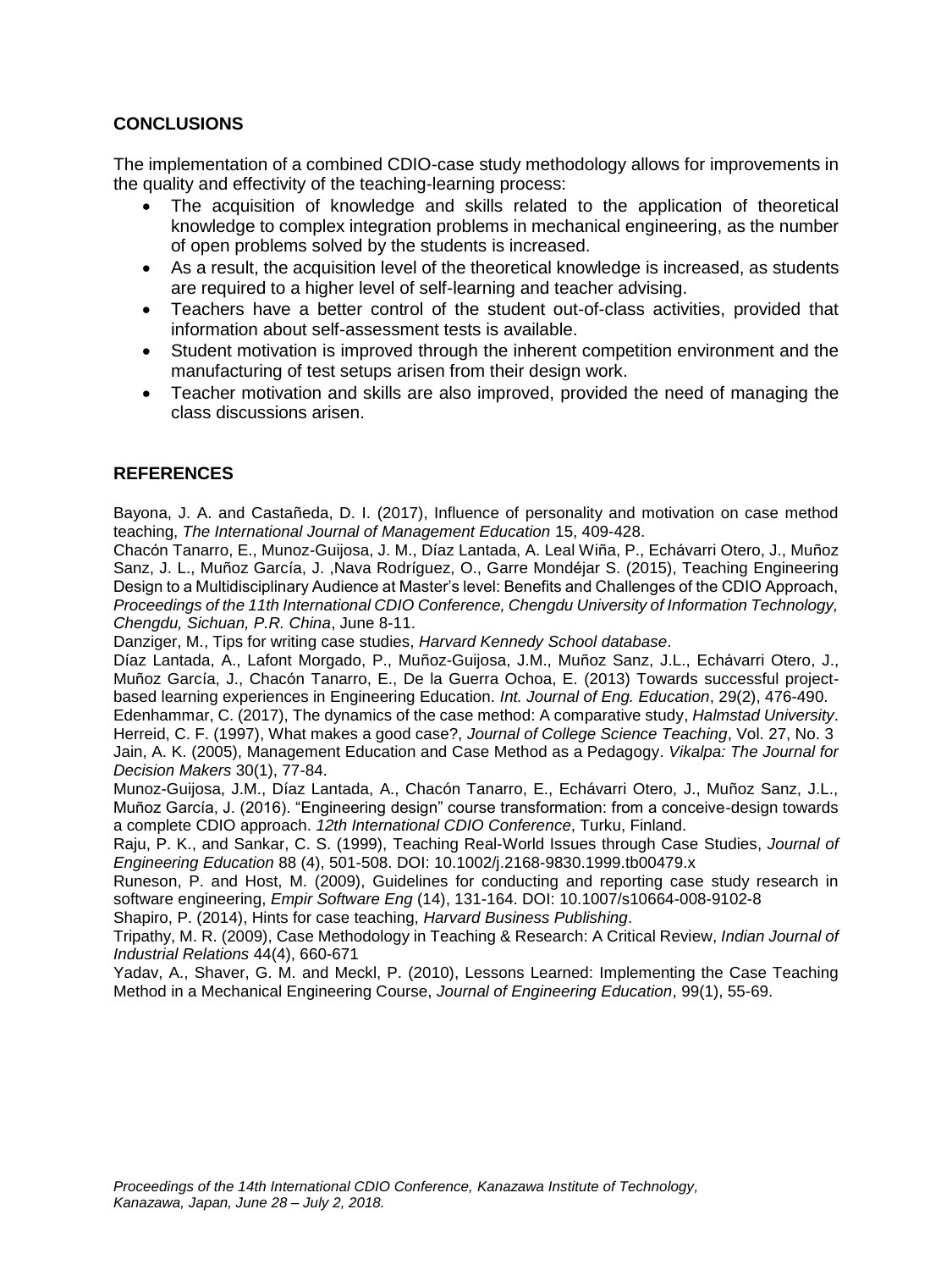## CONCLUSIONS

The implementation of a combined CDIO-case study methodology allows for improvements in the quality and effectivity of the teaching-learning process:

- The acquisition of knowledge and skills related to the application of theoretical knowledge to complex integration problems in mechanical engineering, as the number of open problems solved by the students is increased.
- As a result, the acquisition level of the theoretical knowledge is increased, as students are required to a higher level of self-learning and teacher advising.
- Teachers have a better control of the student out-of-class activities, provided that information about self-assessment tests is available.
- Student motivation is improved through the inherent competition environment and the manufacturing of test setups arisen from their design work.
- Teacher motivation and skills are also improved, provided the need of managing the class discussions arisen.

## REFERENCES

Bayona, J. A. and Castañeda, D. I. (2017), Influence of personality and motivation on case method teaching, *The International Journal of Management Education* 15, 409-428.

Chacón Tanarro, E., Munoz-Guijosa, J. M., Díaz Lantada, A. Leal Wiña, P., Echávarri Otero, J., Muñoz Sanz, J. L., Muñoz García, J. ,Nava Rodríguez, O., Garre Mondéjar S. (2015), Teaching Engineering Design to a Multidisciplinary Audience at Master's level: Benefits and Challenges of the CDIO Approach, *Proceedings of the 11th International CDIO Conference, Chengdu University of Information Technology, Chengdu, Sichuan, P.R. China*, June 8-11.

Danziger, M., Tips for writing case studies, *Harvard Kennedy School database*.

Díaz Lantada, A., Lafont Morgado, P., Muñoz-Guijosa, J.M., Muñoz Sanz, J.L., Echávarri Otero, J., Muñoz García, J., Chacón Tanarro, E., De la Guerra Ochoa, E. (2013) Towards successful project-based learning experiences in Engineering Education. *Int. Journal of Eng. Education*, 29(2), 476-490.

Edenhammar, C. (2017), The dynamics of the case method: A comparative study, *Halmstad University*.

Herreid, C. F. (1997), What makes a good case?, *Journal of College Science Teaching*, Vol. 27, No. 3

Jain, A. K. (2005), Management Education and Case Method as a Pedagogy. *Vikalpa: The Journal for Decision Makers* 30(1), 77-84.

Munoz-Guijosa, J.M., Díaz Lantada, A., Chacón Tanarro, E., Echávarri Otero, J., Muñoz Sanz, J.L., Muñoz García, J. (2016). "Engineering design" course transformation: from a conceive-design towards a complete CDIO approach. *12th International CDIO Conference*, Turku, Finland.

Raju, P. K., and Sankar, C. S. (1999), Teaching Real-World Issues through Case Studies, *Journal of Engineering Education* 88 (4), 501-508. DOI: 10.1002/j.2168-9830.1999.tb00479.x

Runeson, P. and Host, M. (2009), Guidelines for conducting and reporting case study research in software engineering, *Empir Software Eng* (14), 131-164. DOI: 10.1007/s10664-008-9102-8

Shapiro, P. (2014), Hints for case teaching, *Harvard Business Publishing*.

Tripathy, M. R. (2009), Case Methodology in Teaching & Research: A Critical Review, *Indian Journal of Industrial Relations* 44(4), 660-671

Yadav, A., Shaver, G. M. and Meckl, P. (2010), Lessons Learned: Implementing the Case Teaching Method in a Mechanical Engineering Course, *Journal of Engineering Education*, 99(1), 55-69.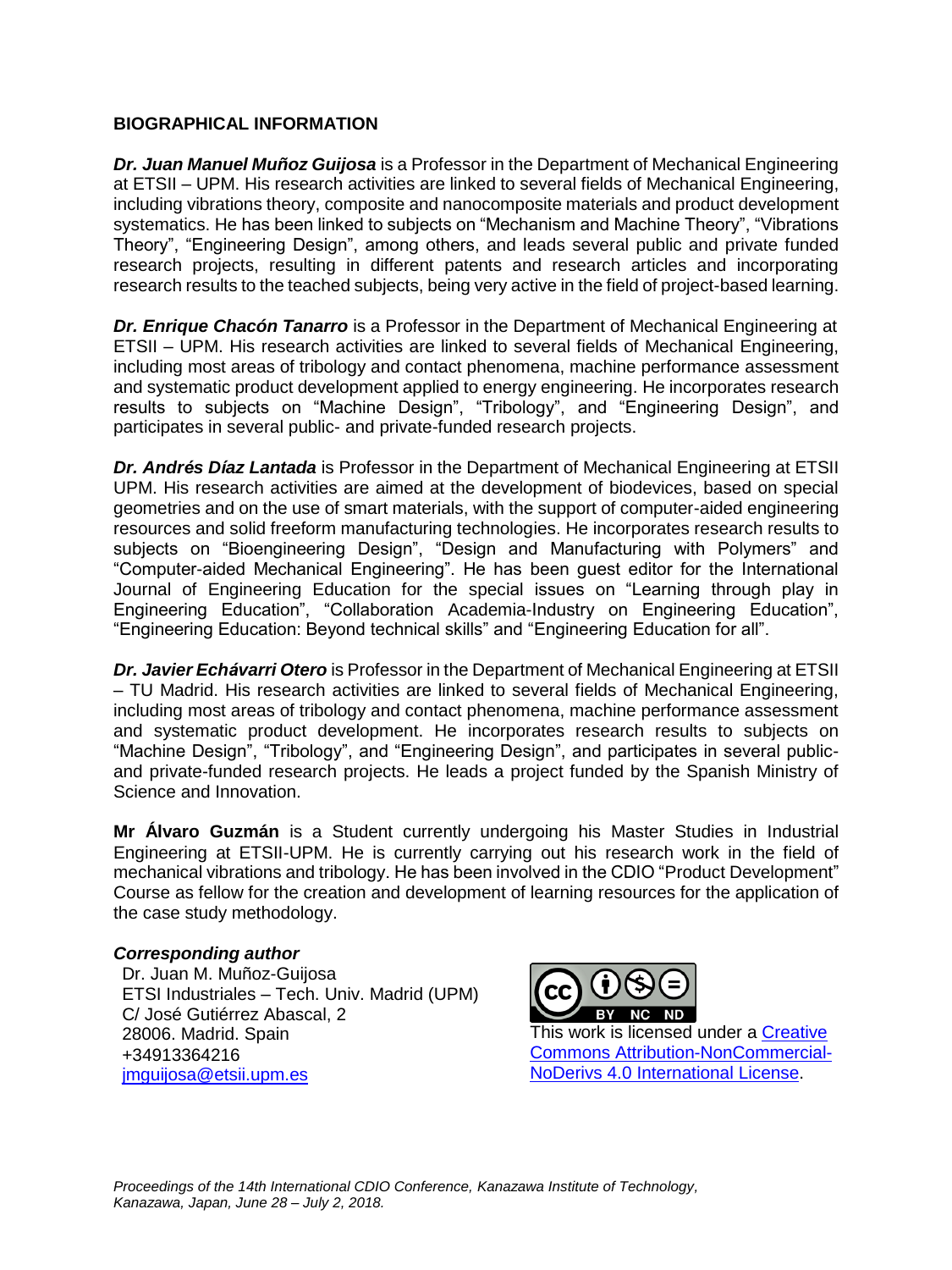## BIOGRAPHICAL INFORMATION

***Dr. Juan Manuel Muñoz Guijosa*** is a Professor in the Department of Mechanical Engineering at ETSII – UPM. His research activities are linked to several fields of Mechanical Engineering, including vibrations theory, composite and nanocomposite materials and product development systematics. He has been linked to subjects on "Mechanism and Machine Theory", "Vibrations Theory", "Engineering Design", among others, and leads several public and private funded research projects, resulting in different patents and research articles and incorporating research results to the teached subjects, being very active in the field of project-based learning.

***Dr. Enrique Chacón Tanarro*** is a Professor in the Department of Mechanical Engineering at ETSII – UPM. His research activities are linked to several fields of Mechanical Engineering, including most areas of tribology and contact phenomena, machine performance assessment and systematic product development applied to energy engineering. He incorporates research results to subjects on "Machine Design", "Tribology", and "Engineering Design", and participates in several public- and private-funded research projects.

***Dr. Andrés Díaz Lantada*** is Professor in the Department of Mechanical Engineering at ETSII UPM. His research activities are aimed at the development of biodevices, based on special geometries and on the use of smart materials, with the support of computer-aided engineering resources and solid freeform manufacturing technologies. He incorporates research results to subjects on "Bioengineering Design", "Design and Manufacturing with Polymers" and "Computer-aided Mechanical Engineering". He has been guest editor for the International Journal of Engineering Education for the special issues on "Learning through play in Engineering Education", "Collaboration Academia-Industry on Engineering Education", "Engineering Education: Beyond technical skills" and "Engineering Education for all".

***Dr. Javier Echávarri Otero*** is Professor in the Department of Mechanical Engineering at ETSII – TU Madrid. His research activities are linked to several fields of Mechanical Engineering, including most areas of tribology and contact phenomena, machine performance assessment and systematic product development. He incorporates research results to subjects on "Machine Design", "Tribology", and "Engineering Design", and participates in several public- and private-funded research projects. He leads a project funded by the Spanish Ministry of Science and Innovation.

**Mr Álvaro Guzmán** is a Student currently undergoing his Master Studies in Industrial Engineering at ETSII-UPM. He is currently carrying out his research work in the field of mechanical vibrations and tribology. He has been involved in the CDIO "Product Development" Course as fellow for the creation and development of learning resources for the application of the case study methodology.

***Corresponding author***

Dr. Juan M. Muñoz-Guijosa
ETSI Industriales – Tech. Univ. Madrid (UPM)
C/ José Gutiérrez Abascal, 2
28006. Madrid. Spain
+34913364216
jmguijosa@etsii.upm.es

This work is licensed under a Creative Commons Attribution-NonCommercial-NoDerivs 4.0 International License.